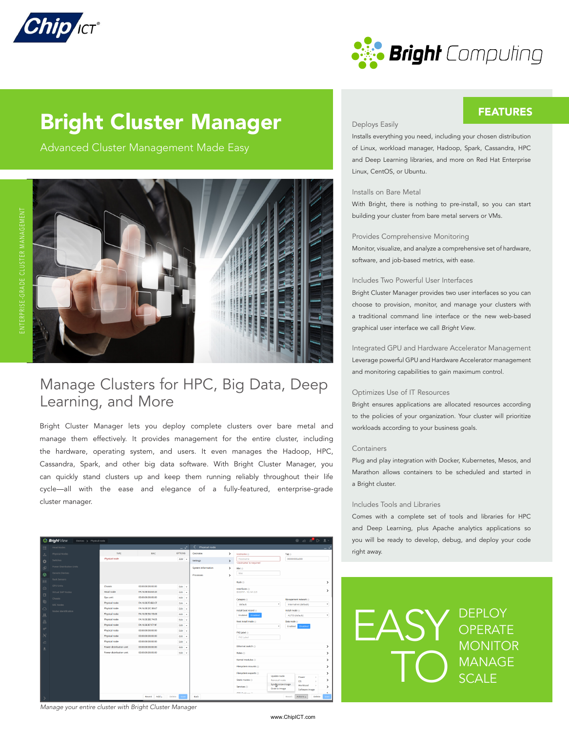# Bright Cluster Manager

Advanced Cluster Management Made Easy

ENTERPRISE-GRADE CLUSTER MANAGEMENT

## Manage Clusters for HPC, Big Data, Deep Learning, and More

Bright Cluster Manager lets you deploy complete clusters over bare metal and manage them effectively. It provides management for the entire cluster, including the hardware, operating system, and users. It even manages the Hadoop, HPC, Cassandra, Spark, and other big data software. With Bright Cluster Manager, you can quickly stand clusters up and keep them running reliably throughout their life cycle—all with the ease and elegance of a fully-featured, enterprise-grade cluster manager.

*Manage your entire cluster with Bright Cluster Manager*

## FEATURES

### Deploys Easily

Installs everything you need, including your chosen distribution of Linux, workload manager, Hadoop, Spark, Cassandra, HPC and Deep Learning libraries, and more on Red Hat Enterprise Linux, CentOS, or Ubuntu.

### Installs on Bare Metal

With Bright, there is nothing to pre-install, so you can start building your cluster from bare metal servers or VMs.

### Provides Comprehensive Monitoring

Monitor, visualize, and analyze a comprehensive set of hardware, software, and job-based metrics, with ease.

### Includes Two Powerful User Interfaces

Bright Cluster Manager provides two user interfaces so you can choose to provision, monitor, and manage your clusters with a traditional command line interface or the new web-based graphical user interface we call *Bright View*.

### Integrated GPU and Hardware Accelerator Management

Leverage powerful GPU and Hardware Accelerator management and monitoring capabilities to gain maximum control.

### Optimizes Use of IT Resources

Bright ensures applications are allocated resources according to the policies of your organization. Your cluster will prioritize workloads according to your business goals.

### Containers

Plug and play integration with Docker, Kubernetes, Mesos, and Marathon allows containers to be scheduled and started in a Bright cluster.

### Includes Tools and Libraries

Comes with a complete set of tools and libraries for HPC and Deep Learning, plus Apache analytics applications so you will be ready to develop, debug, and deploy your code right away.

EASY TO

- DEPLOY
- OPERATE
- MONITOR
- MANAGE
- SCALE

www.ChipICT.com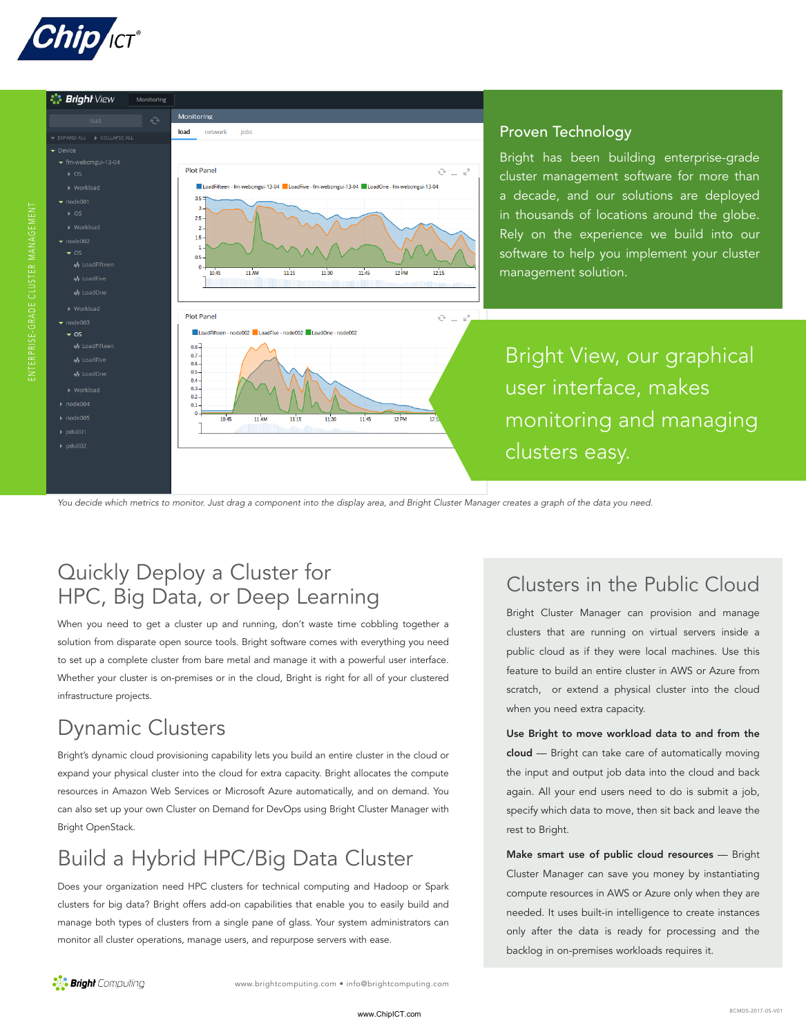ENTERPRISE-GRADE CLUSTER MANAGEMENT

## Proven Technology

Bright has been building enterprise-grade cluster management software for more than a decade, and our solutions are deployed in thousands of locations around the globe. Rely on the experience we build into our software to help you implement your cluster management solution.

Bright View, our graphical user interface, makes monitoring and managing clusters easy.

*You decide which metrics to monitor. Just drag a component into the display area, and Bright Cluster Manager creates a graph of the data you need.*

## Quickly Deploy a Cluster for HPC, Big Data, or Deep Learning

When you need to get a cluster up and running, don't waste time cobbling together a solution from disparate open source tools. Bright software comes with everything you need to set up a complete cluster from bare metal and manage it with a powerful user interface. Whether your cluster is on-premises or in the cloud, Bright is right for all of your clustered infrastructure projects.

## Dynamic Clusters

Bright's dynamic cloud provisioning capability lets you build an entire cluster in the cloud or expand your physical cluster into the cloud for extra capacity. Bright allocates the compute resources in Amazon Web Services or Microsoft Azure automatically, and on demand. You can also set up your own Cluster on Demand for DevOps using Bright Cluster Manager with Bright OpenStack.

## Build a Hybrid HPC/Big Data Cluster

Does your organization need HPC clusters for technical computing and Hadoop or Spark clusters for big data? Bright offers add-on capabilities that enable you to easily build and manage both types of clusters from a single pane of glass. Your system administrators can monitor all cluster operations, manage users, and repurpose servers with ease.

## Clusters in the Public Cloud

Bright Cluster Manager can provision and manage clusters that are running on virtual servers inside a public cloud as if they were local machines. Use this feature to build an entire cluster in AWS or Azure from scratch, or extend a physical cluster into the cloud when you need extra capacity.

**Use Bright to move workload data to and from the cloud** — Bright can take care of automatically moving the input and output job data into the cloud and back again. All your end users need to do is submit a job, specify which data to move, then sit back and leave the rest to Bright.

**Make smart use of public cloud resources** — Bright Cluster Manager can save you money by instantiating compute resources in AWS or Azure only when they are needed. It uses built-in intelligence to create instances only after the data is ready for processing and the backlog in on-premises workloads requires it.

Bright Computing

www.brightcomputing.com • info@brightcomputing.com

www.ChipICT.com

BCMDS-2017-05-V01